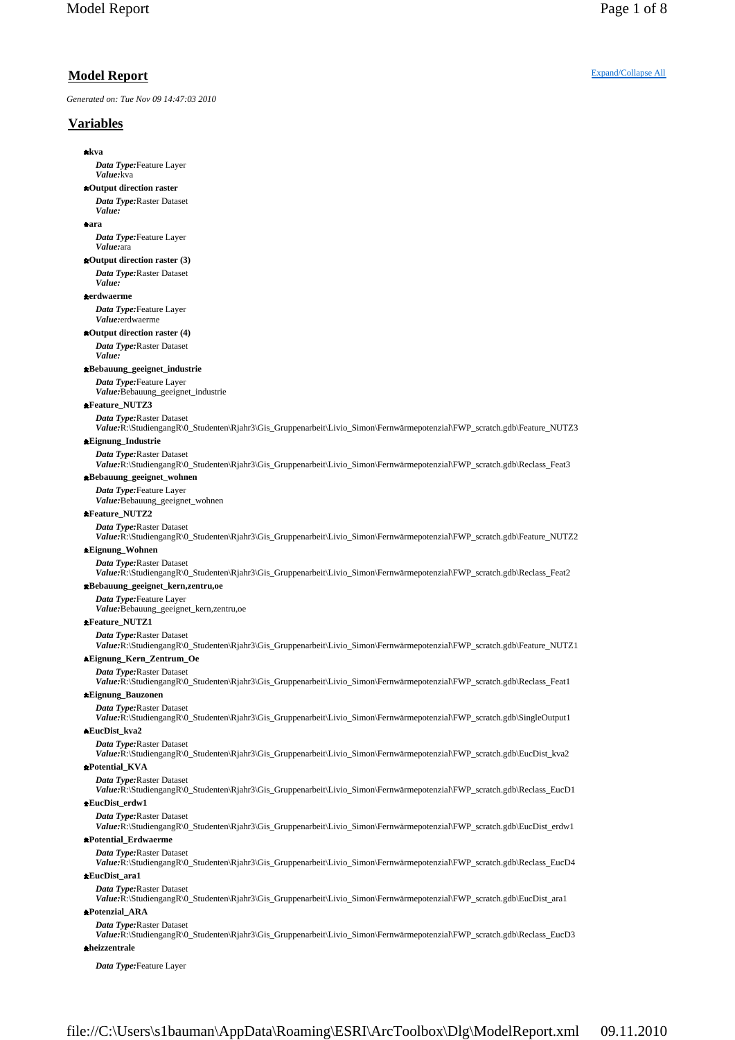# Model Report

Expand/Collapse All

*Generated on: Tue Nov 09 14:47:03 2010*

## Variables

- **kva**

  ***Data Type:*** Feature Layer
  ***Value:*** kva

- **Output direction raster**

  ***Data Type:*** Raster Dataset
  ***Value:***

- **ara**

  ***Data Type:*** Feature Layer
  ***Value:*** ara

- **Output direction raster (3)**

  ***Data Type:*** Raster Dataset
  ***Value:***

- **erdwaerme**

  ***Data Type:*** Feature Layer
  ***Value:*** erdwaerme

- **Output direction raster (4)**

  ***Data Type:*** Raster Dataset
  ***Value:***

- **Bebauung_geeignet_industrie**

  ***Data Type:*** Feature Layer
  ***Value:*** Bebauung_geeignet_industrie

- **Feature_NUTZ3**

  ***Data Type:*** Raster Dataset
  ***Value:*** R:\StudiengangR\0_Studenten\Rjahr3\Gis_Gruppenarbeit\Livio_Simon\Fernwärmepotenzial\FWP_scratch.gdb\Feature_NUTZ3

- **Eignung_Industrie**

  ***Data Type:*** Raster Dataset
  ***Value:*** R:\StudiengangR\0_Studenten\Rjahr3\Gis_Gruppenarbeit\Livio_Simon\Fernwärmepotenzial\FWP_scratch.gdb\Reclass_Feat3

- **Bebauung_geeignet_wohnen**

  ***Data Type:*** Feature Layer
  ***Value:*** Bebauung_geeignet_wohnen

- **Feature_NUTZ2**

  ***Data Type:*** Raster Dataset
  ***Value:*** R:\StudiengangR\0_Studenten\Rjahr3\Gis_Gruppenarbeit\Livio_Simon\Fernwärmepotenzial\FWP_scratch.gdb\Feature_NUTZ2

- **Eignung_Wohnen**

  ***Data Type:*** Raster Dataset
  ***Value:*** R:\StudiengangR\0_Studenten\Rjahr3\Gis_Gruppenarbeit\Livio_Simon\Fernwärmepotenzial\FWP_scratch.gdb\Reclass_Feat2

- **Bebauung_geeignet_kern,zentru,oe**

  ***Data Type:*** Feature Layer
  ***Value:*** Bebauung_geeignet_kern,zentru,oe

- **Feature_NUTZ1**

  ***Data Type:*** Raster Dataset
  ***Value:*** R:\StudiengangR\0_Studenten\Rjahr3\Gis_Gruppenarbeit\Livio_Simon\Fernwärmepotenzial\FWP_scratch.gdb\Feature_NUTZ1

- **Eignung_Kern_Zentrum_Oe**

  ***Data Type:*** Raster Dataset
  ***Value:*** R:\StudiengangR\0_Studenten\Rjahr3\Gis_Gruppenarbeit\Livio_Simon\Fernwärmepotenzial\FWP_scratch.gdb\Reclass_Feat1

- **Eignung_Bauzonen**

  ***Data Type:*** Raster Dataset
  ***Value:*** R:\StudiengangR\0_Studenten\Rjahr3\Gis_Gruppenarbeit\Livio_Simon\Fernwärmepotenzial\FWP_scratch.gdb\SingleOutput1

- **EucDist_kva2**

  ***Data Type:*** Raster Dataset
  ***Value:*** R:\StudiengangR\0_Studenten\Rjahr3\Gis_Gruppenarbeit\Livio_Simon\Fernwärmepotenzial\FWP_scratch.gdb\EucDist_kva2

- **Potential_KVA**

  ***Data Type:*** Raster Dataset
  ***Value:*** R:\StudiengangR\0_Studenten\Rjahr3\Gis_Gruppenarbeit\Livio_Simon\Fernwärmepotenzial\FWP_scratch.gdb\Reclass_EucD1

- **EucDist_erdw1**

  ***Data Type:*** Raster Dataset
  ***Value:*** R:\StudiengangR\0_Studenten\Rjahr3\Gis_Gruppenarbeit\Livio_Simon\Fernwärmepotenzial\FWP_scratch.gdb\EucDist_erdw1

- **Potential_Erdwaerme**

  ***Data Type:*** Raster Dataset
  ***Value:*** R:\StudiengangR\0_Studenten\Rjahr3\Gis_Gruppenarbeit\Livio_Simon\Fernwärmepotenzial\FWP_scratch.gdb\Reclass_EucD4

- **EucDist_ara1**

  ***Data Type:*** Raster Dataset
  ***Value:*** R:\StudiengangR\0_Studenten\Rjahr3\Gis_Gruppenarbeit\Livio_Simon\Fernwärmepotenzial\FWP_scratch.gdb\EucDist_ara1

- **Potenzial_ARA**

  ***Data Type:*** Raster Dataset
  ***Value:*** R:\StudiengangR\0_Studenten\Rjahr3\Gis_Gruppenarbeit\Livio_Simon\Fernwärmepotenzial\FWP_scratch.gdb\Reclass_EucD3

- **heizzentrale**

  ***Data Type:*** Feature Layer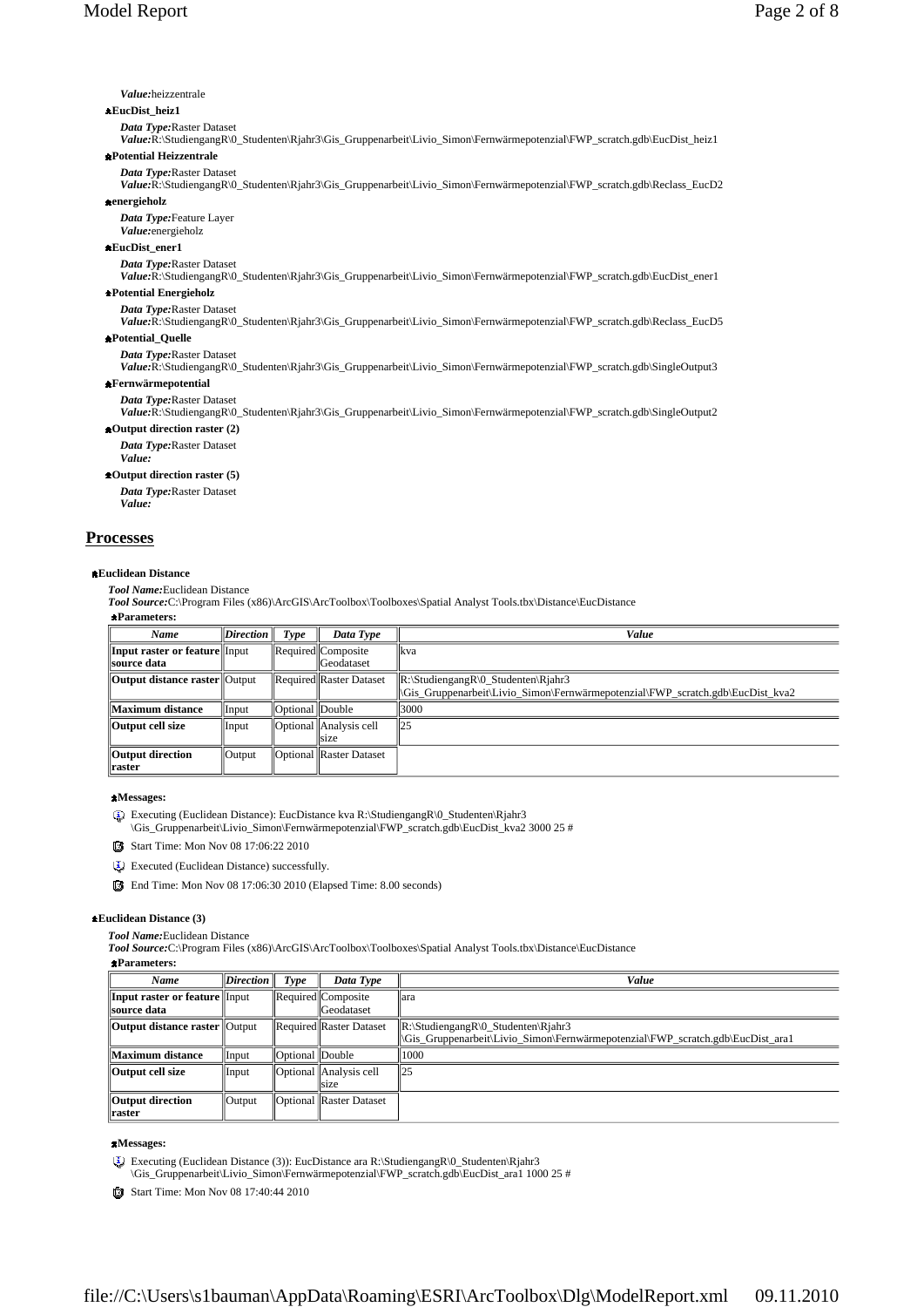*Value:* heizzentrale

**EucDist_heiz1**

*Data Type:* Raster Dataset
*Value:* R:\StudiengangR\0_Studenten\Rjahr3\Gis_Gruppenarbeit\Livio_Simon\Fernwärmepotenzial\FWP_scratch.gdb\EucDist_heiz1

**Potential Heizzentrale**

*Data Type:* Raster Dataset
*Value:* R:\StudiengangR\0_Studenten\Rjahr3\Gis_Gruppenarbeit\Livio_Simon\Fernwärmepotenzial\FWP_scratch.gdb\Reclass_EucD2

**energieholz**

*Data Type:* Feature Layer
*Value:* energieholz

**EucDist_ener1**

*Data Type:* Raster Dataset
*Value:* R:\StudiengangR\0_Studenten\Rjahr3\Gis_Gruppenarbeit\Livio_Simon\Fernwärmepotenzial\FWP_scratch.gdb\EucDist_ener1

**Potential Energieholz**

*Data Type:* Raster Dataset
*Value:* R:\StudiengangR\0_Studenten\Rjahr3\Gis_Gruppenarbeit\Livio_Simon\Fernwärmepotenzial\FWP_scratch.gdb\Reclass_EucD5

**Potential_Quelle**

*Data Type:* Raster Dataset
*Value:* R:\StudiengangR\0_Studenten\Rjahr3\Gis_Gruppenarbeit\Livio_Simon\Fernwärmepotenzial\FWP_scratch.gdb\SingleOutput3

**Fernwärmepotential**

*Data Type:* Raster Dataset
*Value:* R:\StudiengangR\0_Studenten\Rjahr3\Gis_Gruppenarbeit\Livio_Simon\Fernwärmepotenzial\FWP_scratch.gdb\SingleOutput2

**Output direction raster (2)**

*Data Type:* Raster Dataset
*Value:*

**Output direction raster (5)**

*Data Type:* Raster Dataset
*Value:*

## Processes

**Euclidean Distance**

*Tool Name:* Euclidean Distance
*Tool Source:* C:\Program Files (x86)\ArcGIS\ArcToolbox\Toolboxes\Spatial Analyst Tools.tbx\Distance\EucDistance

**Parameters:**

| *Name* | *Direction* | *Type* | *Data Type* | *Value* |
|---|---|---|---|---|
| **Input raster or feature source data** | Input | Required | Composite Geodataset | kva |
| **Output distance raster** | Output | Required | Raster Dataset | R:\StudiengangR\0_Studenten\Rjahr3\Gis_Gruppenarbeit\Livio_Simon\Fernwärmepotenzial\FWP_scratch.gdb\EucDist_kva2 |
| **Maximum distance** | Input | Optional | Double | 3000 |
| **Output cell size** | Input | Optional | Analysis cell size | 25 |
| **Output direction raster** | Output | Optional | Raster Dataset | |

**Messages:**

- Executing (Euclidean Distance): EucDistance kva R:\StudiengangR\0_Studenten\Rjahr3\Gis_Gruppenarbeit\Livio_Simon\Fernwärmepotenzial\FWP_scratch.gdb\EucDist_kva2 3000 25 #
- Start Time: Mon Nov 08 17:06:22 2010
- Executed (Euclidean Distance) successfully.
- End Time: Mon Nov 08 17:06:30 2010 (Elapsed Time: 8.00 seconds)

**Euclidean Distance (3)**

*Tool Name:* Euclidean Distance
*Tool Source:* C:\Program Files (x86)\ArcGIS\ArcToolbox\Toolboxes\Spatial Analyst Tools.tbx\Distance\EucDistance

**Parameters:**

| *Name* | *Direction* | *Type* | *Data Type* | *Value* |
|---|---|---|---|---|
| **Input raster or feature source data** | Input | Required | Composite Geodataset | ara |
| **Output distance raster** | Output | Required | Raster Dataset | R:\StudiengangR\0_Studenten\Rjahr3\Gis_Gruppenarbeit\Livio_Simon\Fernwärmepotenzial\FWP_scratch.gdb\EucDist_ara1 |
| **Maximum distance** | Input | Optional | Double | 1000 |
| **Output cell size** | Input | Optional | Analysis cell size | 25 |
| **Output direction raster** | Output | Optional | Raster Dataset | |

**Messages:**

- Executing (Euclidean Distance (3)): EucDistance ara R:\StudiengangR\0_Studenten\Rjahr3\Gis_Gruppenarbeit\Livio_Simon\Fernwärmepotenzial\FWP_scratch.gdb\EucDist_ara1 1000 25 #
- Start Time: Mon Nov 08 17:40:44 2010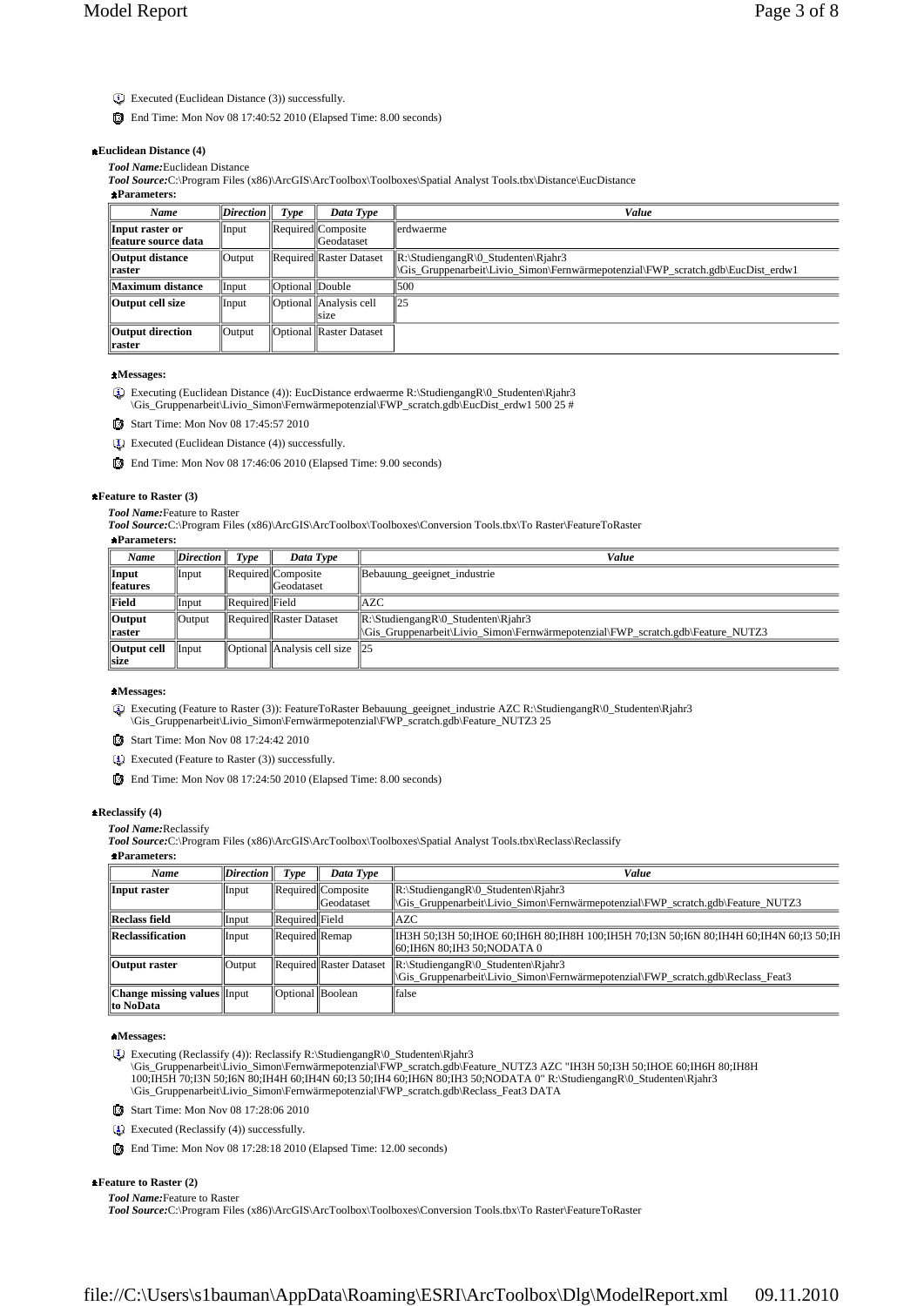Executed (Euclidean Distance (3)) successfully.

End Time: Mon Nov 08 17:40:52 2010 (Elapsed Time: 8.00 seconds)

### Euclidean Distance (4)

***Tool Name:*** Euclidean Distance

***Tool Source:*** C:\Program Files (x86)\ArcGIS\ArcToolbox\Toolboxes\Spatial Analyst Tools.tbx\Distance\EucDistance

**Parameters:**

| *Name* | *Direction* | *Type* | *Data Type* | *Value* |
|---|---|---|---|---|
| **Input raster or feature source data** | Input | Required | Composite Geodataset | erdwaerme |
| **Output distance raster** | Output | Required | Raster Dataset | R:\StudiengangR\0_Studenten\Rjahr3 \Gis_Gruppenarbeit\Livio_Simon\Fernwärmepotenzial\FWP_scratch.gdb\EucDist_erdw1 |
| **Maximum distance** | Input | Optional | Double | 500 |
| **Output cell size** | Input | Optional | Analysis cell size | 25 |
| **Output direction raster** | Output | Optional | Raster Dataset | |

**Messages:**

Executing (Euclidean Distance (4)): EucDistance erdwaerme R:\StudiengangR\0_Studenten\Rjahr3 \Gis_Gruppenarbeit\Livio_Simon\Fernwärmepotenzial\FWP_scratch.gdb\EucDist_erdw1 500 25 #

Start Time: Mon Nov 08 17:45:57 2010

Executed (Euclidean Distance (4)) successfully.

End Time: Mon Nov 08 17:46:06 2010 (Elapsed Time: 9.00 seconds)

### Feature to Raster (3)

***Tool Name:*** Feature to Raster

***Tool Source:*** C:\Program Files (x86)\ArcGIS\ArcToolbox\Toolboxes\Conversion Tools.tbx\To Raster\FeatureToRaster

**Parameters:**

| *Name* | *Direction* | *Type* | *Data Type* | *Value* |
|---|---|---|---|---|
| **Input features** | Input | Required | Composite Geodataset | Bebauung_geeignet_industrie |
| **Field** | Input | Required | Field | AZC |
| **Output raster** | Output | Required | Raster Dataset | R:\StudiengangR\0_Studenten\Rjahr3 \Gis_Gruppenarbeit\Livio_Simon\Fernwärmepotenzial\FWP_scratch.gdb\Feature_NUTZ3 |
| **Output cell size** | Input | Optional | Analysis cell size | 25 |

**Messages:**

Executing (Feature to Raster (3)): FeatureToRaster Bebauung_geeignet_industrie AZC R:\StudiengangR\0_Studenten\Rjahr3 \Gis_Gruppenarbeit\Livio_Simon\Fernwärmepotenzial\FWP_scratch.gdb\Feature_NUTZ3 25

Start Time: Mon Nov 08 17:24:42 2010

Executed (Feature to Raster (3)) successfully.

End Time: Mon Nov 08 17:24:50 2010 (Elapsed Time: 8.00 seconds)

### Reclassify (4)

***Tool Name:*** Reclassify

***Tool Source:*** C:\Program Files (x86)\ArcGIS\ArcToolbox\Toolboxes\Spatial Analyst Tools.tbx\Reclass\Reclassify

**Parameters:**

| *Name* | *Direction* | *Type* | *Data Type* | *Value* |
|---|---|---|---|---|
| **Input raster** | Input | Required | Composite Geodataset | R:\StudiengangR\0_Studenten\Rjahr3 \Gis_Gruppenarbeit\Livio_Simon\Fernwärmepotenzial\FWP_scratch.gdb\Feature_NUTZ3 |
| **Reclass field** | Input | Required | Field | AZC |
| **Reclassification** | Input | Required | Remap | IH3H 50;I3H 50;IHOE 60;IH6H 80;IH8H 100;IH5H 70;I3N 50;I6N 80;IH4H 60;IH4N 60;I3 50;IH 60;IH6N 80;IH3 50;NODATA 0 |
| **Output raster** | Output | Required | Raster Dataset | R:\StudiengangR\0_Studenten\Rjahr3 \Gis_Gruppenarbeit\Livio_Simon\Fernwärmepotenzial\FWP_scratch.gdb\Reclass_Feat3 |
| **Change missing values to NoData** | Input | Optional | Boolean | false |

**Messages:**

Executing (Reclassify (4)): Reclassify R:\StudiengangR\0_Studenten\Rjahr3 \Gis_Gruppenarbeit\Livio_Simon\Fernwärmepotenzial\FWP_scratch.gdb\Feature_NUTZ3 AZC "IH3H 50;I3H 50;IHOE 60;IH6H 80;IH8H 100;IH5H 70;I3N 50;I6N 80;IH4H 60;IH4N 60;I3 50;IH4 60;IH6N 80;IH3 50;NODATA 0" R:\StudiengangR\0_Studenten\Rjahr3 \Gis_Gruppenarbeit\Livio_Simon\Fernwärmepotenzial\FWP_scratch.gdb\Reclass_Feat3 DATA

Start Time: Mon Nov 08 17:28:06 2010

Executed (Reclassify (4)) successfully.

End Time: Mon Nov 08 17:28:18 2010 (Elapsed Time: 12.00 seconds)

### Feature to Raster (2)

***Tool Name:*** Feature to Raster

***Tool Source:*** C:\Program Files (x86)\ArcGIS\ArcToolbox\Toolboxes\Conversion Tools.tbx\To Raster\FeatureToRaster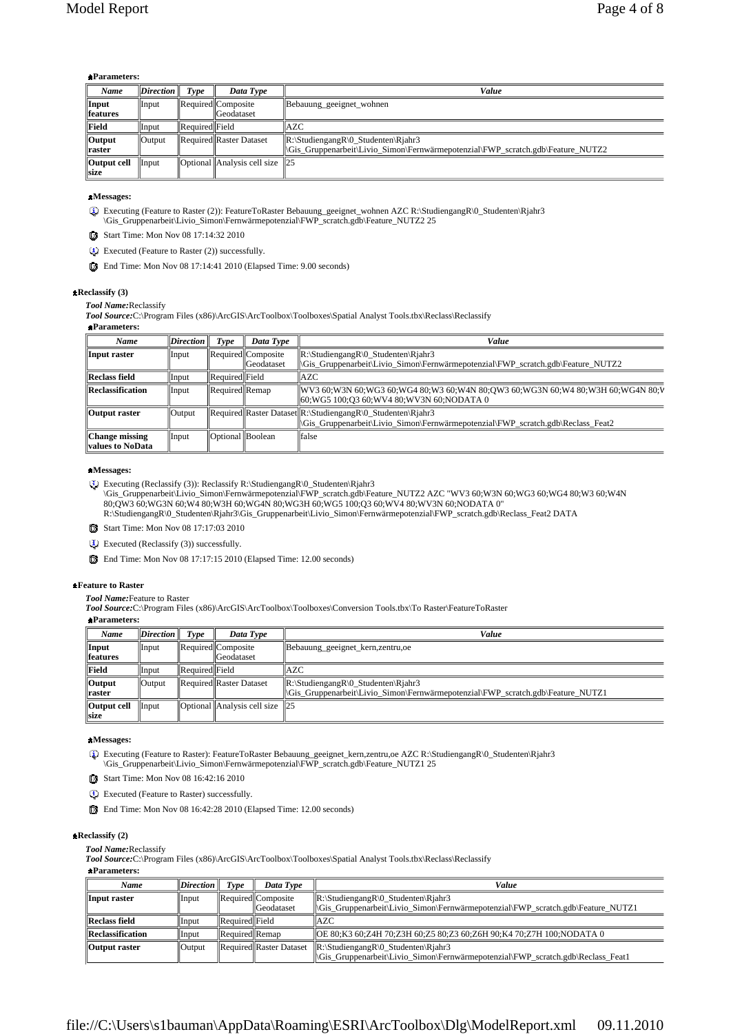**Parameters:**

| Name | Direction | Type | Data Type | Value |
|---|---|---|---|---|
| Input features | Input | Required | Composite Geodataset | Bebauung_geeignet_wohnen |
| Field | Input | Required | Field | AZC |
| Output raster | Output | Required | Raster Dataset | R:\StudiengangR\0_Studenten\Rjahr3 \Gis_Gruppenarbeit\Livio_Simon\Fernwärmepotenzial\FWP_scratch.gdb\Feature_NUTZ2 |
| Output cell size | Input | Optional | Analysis cell size | 25 |

**Messages:**

- Executing (Feature to Raster (2)): FeatureToRaster Bebauung_geeignet_wohnen AZC R:\StudiengangR\0_Studenten\Rjahr3 \Gis_Gruppenarbeit\Livio_Simon\Fernwärmepotenzial\FWP_scratch.gdb\Feature_NUTZ2 25
- Start Time: Mon Nov 08 17:14:32 2010
- Executed (Feature to Raster (2)) successfully.
- End Time: Mon Nov 08 17:14:41 2010 (Elapsed Time: 9.00 seconds)

**Reclassify (3)**

***Tool Name:*** Reclassify
***Tool Source:*** C:\Program Files (x86)\ArcGIS\ArcToolbox\Toolboxes\Spatial Analyst Tools.tbx\Reclass\Reclassify

**Parameters:**

| Name | Direction | Type | Data Type | Value |
|---|---|---|---|---|
| Input raster | Input | Required | Composite Geodataset | R:\StudiengangR\0_Studenten\Rjahr3 \Gis_Gruppenarbeit\Livio_Simon\Fernwärmepotenzial\FWP_scratch.gdb\Feature_NUTZ2 |
| Reclass field | Input | Required | Field | AZC |
| Reclassification | Input | Required | Remap | WV3 60;W3N 60;WG3 60;WG4 80;W3 60;W4N 80;QW3 60;WG3N 60;W4 80;W3H 60;WG4N 80;V 60;WG5 100;Q3 60;WV4 80;WV3N 60;NODATA 0 |
| Output raster | Output | Required | Raster Dataset | R:\StudiengangR\0_Studenten\Rjahr3 \Gis_Gruppenarbeit\Livio_Simon\Fernwärmepotenzial\FWP_scratch.gdb\Reclass_Feat2 |
| Change missing values to NoData | Input | Optional | Boolean | false |

**Messages:**

- Executing (Reclassify (3)): Reclassify R:\StudiengangR\0_Studenten\Rjahr3 \Gis_Gruppenarbeit\Livio_Simon\Fernwärmepotenzial\FWP_scratch.gdb\Feature_NUTZ2 AZC "WV3 60;W3N 60;WG3 60;WG4 80;W3 60;W4N 80;QW3 60;WG3N 60;W4 80;W3H 60;WG4N 80;WG3H 60;WG5 100;Q3 60;WV4 80;WV3N 60;NODATA 0" R:\StudiengangR\0_Studenten\Rjahr3\Gis_Gruppenarbeit\Livio_Simon\Fernwärmepotenzial\FWP_scratch.gdb\Reclass_Feat2 DATA
- Start Time: Mon Nov 08 17:17:03 2010
- Executed (Reclassify (3)) successfully.
- End Time: Mon Nov 08 17:17:15 2010 (Elapsed Time: 12.00 seconds)

**Feature to Raster**

***Tool Name:*** Feature to Raster
***Tool Source:*** C:\Program Files (x86)\ArcGIS\ArcToolbox\Toolboxes\Conversion Tools.tbx\To Raster\FeatureToRaster

**Parameters:**

| Name | Direction | Type | Data Type | Value |
|---|---|---|---|---|
| Input features | Input | Required | Composite Geodataset | Bebauung_geeignet_kern,zentru,oe |
| Field | Input | Required | Field | AZC |
| Output raster | Output | Required | Raster Dataset | R:\StudiengangR\0_Studenten\Rjahr3 \Gis_Gruppenarbeit\Livio_Simon\Fernwärmepotenzial\FWP_scratch.gdb\Feature_NUTZ1 |
| Output cell size | Input | Optional | Analysis cell size | 25 |

**Messages:**

- Executing (Feature to Raster): FeatureToRaster Bebauung_geeignet_kern,zentru,oe AZC R:\StudiengangR\0_Studenten\Rjahr3 \Gis_Gruppenarbeit\Livio_Simon\Fernwärmepotenzial\FWP_scratch.gdb\Feature_NUTZ1 25
- Start Time: Mon Nov 08 16:42:16 2010
- Executed (Feature to Raster) successfully.
- End Time: Mon Nov 08 16:42:28 2010 (Elapsed Time: 12.00 seconds)

**Reclassify (2)**

***Tool Name:*** Reclassify
***Tool Source:*** C:\Program Files (x86)\ArcGIS\ArcToolbox\Toolboxes\Spatial Analyst Tools.tbx\Reclass\Reclassify

**Parameters:**

| Name | Direction | Type | Data Type | Value |
|---|---|---|---|---|
| Input raster | Input | Required | Composite Geodataset | R:\StudiengangR\0_Studenten\Rjahr3 \Gis_Gruppenarbeit\Livio_Simon\Fernwärmepotenzial\FWP_scratch.gdb\Feature_NUTZ1 |
| Reclass field | Input | Required | Field | AZC |
| Reclassification | Input | Required | Remap | OE 80;K3 60;Z4H 70;Z3H 60;Z5 80;Z3 60;Z6H 90;K4 70;Z7H 100;NODATA 0 |
| Output raster | Output | Required | Raster Dataset | R:\StudiengangR\0_Studenten\Rjahr3 \Gis_Gruppenarbeit\Livio_Simon\Fernwärmepotenzial\FWP_scratch.gdb\Reclass_Feat1 |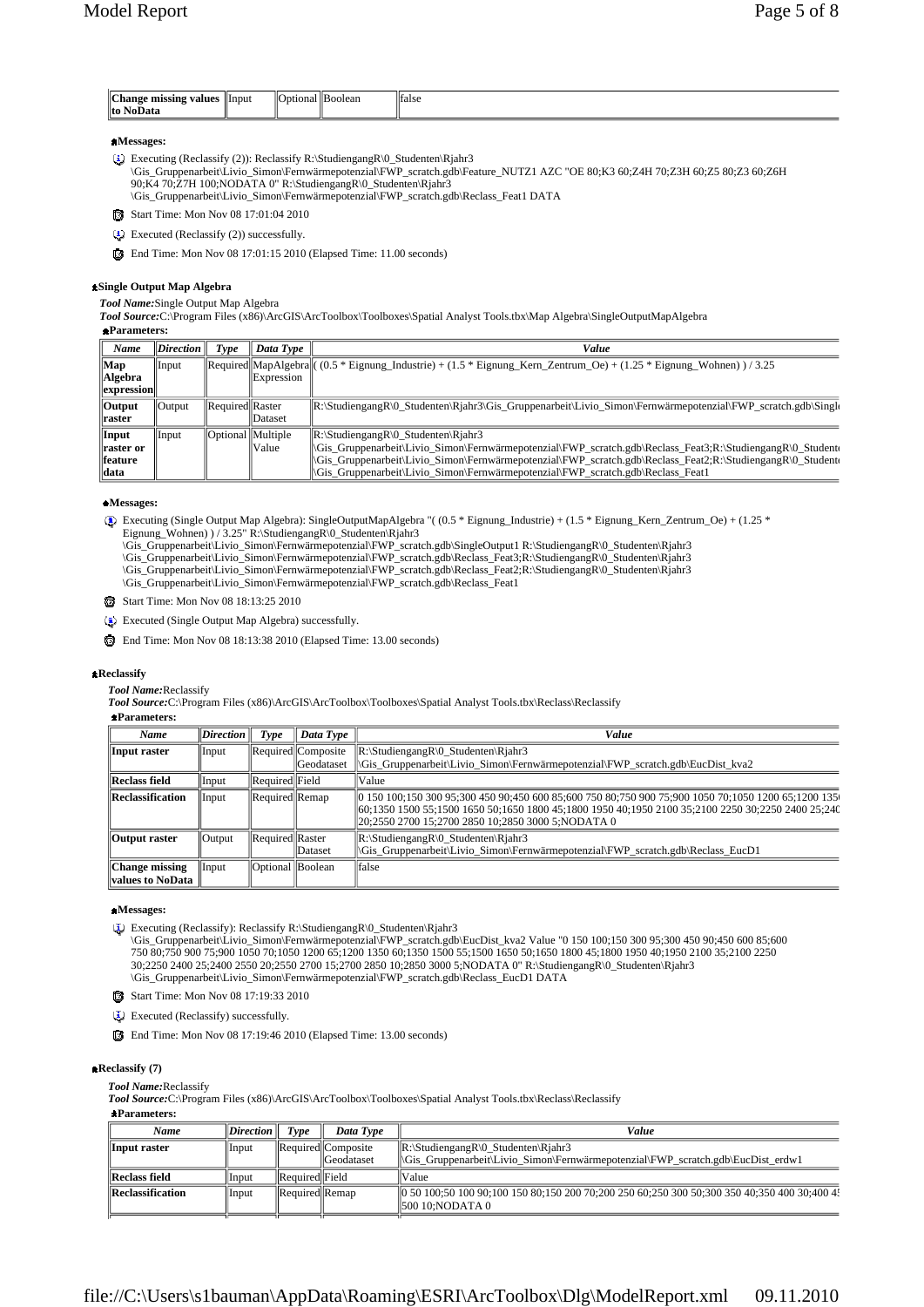| Change missing values to NoData | Input | Optional | Boolean | false |
|---|---|---|---|---|

**Messages:**

- Executing (Reclassify (2)): Reclassify R:\StudiengangR\0_Studenten\Rjahr3 \Gis_Gruppenarbeit\Livio_Simon\Fernwärmepotenzial\FWP_scratch.gdb\Feature_NUTZ1 AZC "OE 80;K3 60;Z4H 70;Z3H 60;Z5 80;Z3 60;Z6H 90;K4 70;Z7H 100;NODATA 0" R:\StudiengangR\0_Studenten\Rjahr3 \Gis_Gruppenarbeit\Livio_Simon\Fernwärmepotenzial\FWP_scratch.gdb\Reclass_Feat1 DATA
- Start Time: Mon Nov 08 17:01:04 2010
- Executed (Reclassify (2)) successfully.
- End Time: Mon Nov 08 17:01:15 2010 (Elapsed Time: 11.00 seconds)

**Single Output Map Algebra**

***Tool Name:*** Single Output Map Algebra
***Tool Source:*** C:\Program Files (x86)\ArcGIS\ArcToolbox\Toolboxes\Spatial Analyst Tools.tbx\Map Algebra\SingleOutputMapAlgebra

**Parameters:**

| *Name* | *Direction* | *Type* | *Data Type* | *Value* |
|---|---|---|---|---|
| Map Algebra expression | Input | Required | MapAlgebra Expression | ( (0.5 * Eignung_Industrie) + (1.5 * Eignung_Kern_Zentrum_Oe) + (1.25 * Eignung_Wohnen) ) / 3.25 |
| Output raster | Output | Required | Raster Dataset | R:\StudiengangR\0_Studenten\Rjahr3\Gis_Gruppenarbeit\Livio_Simon\Fernwärmepotenzial\FWP_scratch.gdb\Singl |
| Input raster or feature data | Input | Optional | Multiple Value | R:\StudiengangR\0_Studenten\Rjahr3 \Gis_Gruppenarbeit\Livio_Simon\Fernwärmepotenzial\FWP_scratch.gdb\Reclass_Feat3;R:\StudiengangR\0_Student \Gis_Gruppenarbeit\Livio_Simon\Fernwärmepotenzial\FWP_scratch.gdb\Reclass_Feat2;R:\StudiengangR\0_Student \Gis_Gruppenarbeit\Livio_Simon\Fernwärmepotenzial\FWP_scratch.gdb\Reclass_Feat1 |

**Messages:**

- Executing (Single Output Map Algebra): SingleOutputMapAlgebra "( (0.5 * Eignung_Industrie) + (1.5 * Eignung_Kern_Zentrum_Oe) + (1.25 * Eignung_Wohnen) ) / 3.25" R:\StudiengangR\0_Studenten\Rjahr3 \Gis_Gruppenarbeit\Livio_Simon\Fernwärmepotenzial\FWP_scratch.gdb\SingleOutput1 R:\StudiengangR\0_Studenten\Rjahr3 \Gis_Gruppenarbeit\Livio_Simon\Fernwärmepotenzial\FWP_scratch.gdb\Reclass_Feat3;R:\StudiengangR\0_Studenten\Rjahr3 \Gis_Gruppenarbeit\Livio_Simon\Fernwärmepotenzial\FWP_scratch.gdb\Reclass_Feat2;R:\StudiengangR\0_Studenten\Rjahr3 \Gis_Gruppenarbeit\Livio_Simon\Fernwärmepotenzial\FWP_scratch.gdb\Reclass_Feat1
- Start Time: Mon Nov 08 18:13:25 2010
- Executed (Single Output Map Algebra) successfully.
- End Time: Mon Nov 08 18:13:38 2010 (Elapsed Time: 13.00 seconds)

**Reclassify**

***Tool Name:*** Reclassify
***Tool Source:*** C:\Program Files (x86)\ArcGIS\ArcToolbox\Toolboxes\Spatial Analyst Tools.tbx\Reclass\Reclassify

**Parameters:**

| *Name* | *Direction* | *Type* | *Data Type* | *Value* |
|---|---|---|---|---|
| Input raster | Input | Required | Composite Geodataset | R:\StudiengangR\0_Studenten\Rjahr3 \Gis_Gruppenarbeit\Livio_Simon\Fernwärmepotenzial\FWP_scratch.gdb\EucDist_kva2 |
| Reclass field | Input | Required | Field | Value |
| Reclassification | Input | Required | Remap | 0 150 100;150 300 95;300 450 90;450 600 85;600 750 80;750 900 75;900 1050 70;1050 1200 65;1200 135 60;1350 1500 55;1500 1650 50;1650 1800 45;1800 1950 40;1950 2100 35;2100 2250 30;2250 2400 25;240 20;2550 2700 15;2700 2850 10;2850 3000 5;NODATA 0 |
| Output raster | Output | Required | Raster Dataset | R:\StudiengangR\0_Studenten\Rjahr3 \Gis_Gruppenarbeit\Livio_Simon\Fernwärmepotenzial\FWP_scratch.gdb\Reclass_EucD1 |
| Change missing values to NoData | Input | Optional | Boolean | false |

**Messages:**

- Executing (Reclassify): Reclassify R:\StudiengangR\0_Studenten\Rjahr3 \Gis_Gruppenarbeit\Livio_Simon\Fernwärmepotenzial\FWP_scratch.gdb\EucDist_kva2 Value "0 150 100;150 300 95;300 450 90;450 600 85;600 750 80;750 900 75;900 1050 70;1050 1200 65;1200 1350 60;1350 1500 55;1500 1650 50;1650 1800 45;1800 1950 40;1950 2100 35;2100 2250 30;2250 2400 25;2400 2550 20;2550 2700 15;2700 2850 10;2850 3000 5;NODATA 0" R:\StudiengangR\0_Studenten\Rjahr3 \Gis_Gruppenarbeit\Livio_Simon\Fernwärmepotenzial\FWP_scratch.gdb\Reclass_EucD1 DATA
- Start Time: Mon Nov 08 17:19:33 2010
- Executed (Reclassify) successfully.
- End Time: Mon Nov 08 17:19:46 2010 (Elapsed Time: 13.00 seconds)

**Reclassify (7)**

***Tool Name:*** Reclassify
***Tool Source:*** C:\Program Files (x86)\ArcGIS\ArcToolbox\Toolboxes\Spatial Analyst Tools.tbx\Reclass\Reclassify

**Parameters:**

| *Name* | *Direction* | *Type* | *Data Type* | *Value* |
|---|---|---|---|---|
| Input raster | Input | Required | Composite Geodataset | R:\StudiengangR\0_Studenten\Rjahr3 \Gis_Gruppenarbeit\Livio_Simon\Fernwärmepotenzial\FWP_scratch.gdb\EucDist_erdw1 |
| Reclass field | Input | Required | Field | Value |
| Reclassification | Input | Required | Remap | 0 50 100;50 100 90;100 150 80;150 200 70;200 250 60;250 300 50;300 350 40;350 400 30;400 4 500 10;NODATA 0 |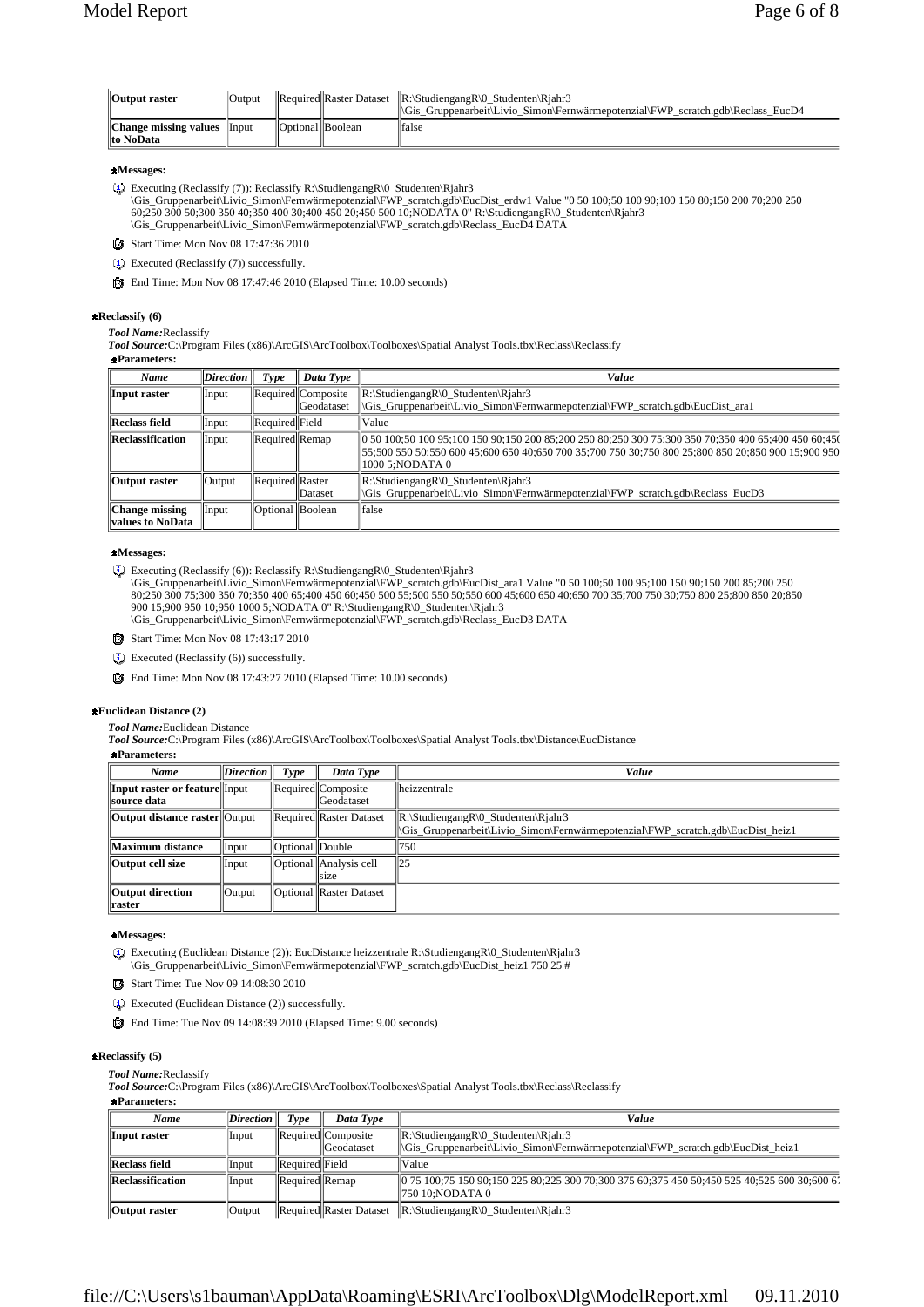| | | | | |
|---|---|---|---|---|
| **Output raster** | Output | Required | Raster Dataset | R:\StudiengangR\0_Studenten\Rjahr3 \Gis_Gruppenarbeit\Livio_Simon\Fernwärmepotenzial\FWP_scratch.gdb\Reclass_EucD4 |
| **Change missing values to NoData** | Input | Optional | Boolean | false |

**Messages:**

- Executing (Reclassify (7)): Reclassify R:\StudiengangR\0_Studenten\Rjahr3 \Gis_Gruppenarbeit\Livio_Simon\Fernwärmepotenzial\FWP_scratch.gdb\EucDist_erdw1 Value "0 50 100;50 100 90;100 150 80;150 200 70;200 250 60;250 300 50;300 350 40;350 400 30;400 450 20;450 500 10;NODATA 0" R:\StudiengangR\0_Studenten\Rjahr3 \Gis_Gruppenarbeit\Livio_Simon\Fernwärmepotenzial\FWP_scratch.gdb\Reclass_EucD4 DATA
- Start Time: Mon Nov 08 17:47:36 2010
- Executed (Reclassify (7)) successfully.
- End Time: Mon Nov 08 17:47:46 2010 (Elapsed Time: 10.00 seconds)

**Reclassify (6)**

***Tool Name:*** Reclassify
***Tool Source:*** C:\Program Files (x86)\ArcGIS\ArcToolbox\Toolboxes\Spatial Analyst Tools.tbx\Reclass\Reclassify

**Parameters:**

| *Name* | *Direction* | *Type* | *Data Type* | *Value* |
|---|---|---|---|---|
| **Input raster** | Input | Required | Composite Geodataset | R:\StudiengangR\0_Studenten\Rjahr3 \Gis_Gruppenarbeit\Livio_Simon\Fernwärmepotenzial\FWP_scratch.gdb\EucDist_ara1 |
| **Reclass field** | Input | Required | Field | Value |
| **Reclassification** | Input | Required | Remap | 0 50 100;50 100 95;100 150 90;150 200 85;200 250 80;250 300 75;300 350 70;350 400 65;400 450 60;450 55;500 550 50;550 600 45;600 650 40;650 700 35;700 750 30;750 800 25;800 850 20;850 900 15;900 950 1000 5;NODATA 0 |
| **Output raster** | Output | Required | Raster Dataset | R:\StudiengangR\0_Studenten\Rjahr3 \Gis_Gruppenarbeit\Livio_Simon\Fernwärmepotenzial\FWP_scratch.gdb\Reclass_EucD3 |
| **Change missing values to NoData** | Input | Optional | Boolean | false |

**Messages:**

- Executing (Reclassify (6)): Reclassify R:\StudiengangR\0_Studenten\Rjahr3 \Gis_Gruppenarbeit\Livio_Simon\Fernwärmepotenzial\FWP_scratch.gdb\EucDist_ara1 Value "0 50 100;50 100 95;100 150 90;150 200 85;200 250 80;250 300 75;300 350 70;350 400 65;400 450 60;450 500 55;500 550 50;550 600 45;600 650 40;650 700 35;700 750 30;750 800 25;800 850 20;850 900 15;900 950 10;950 1000 5;NODATA 0" R:\StudiengangR\0_Studenten\Rjahr3 \Gis_Gruppenarbeit\Livio_Simon\Fernwärmepotenzial\FWP_scratch.gdb\Reclass_EucD3 DATA
- Start Time: Mon Nov 08 17:43:17 2010
- Executed (Reclassify (6)) successfully.
- End Time: Mon Nov 08 17:43:27 2010 (Elapsed Time: 10.00 seconds)

**Euclidean Distance (2)**

***Tool Name:*** Euclidean Distance
***Tool Source:*** C:\Program Files (x86)\ArcGIS\ArcToolbox\Toolboxes\Spatial Analyst Tools.tbx\Distance\EucDistance

**Parameters:**

| *Name* | *Direction* | *Type* | *Data Type* | *Value* |
|---|---|---|---|---|
| **Input raster or feature source data** | Input | Required | Composite Geodataset | heizzentrale |
| **Output distance raster** | Output | Required | Raster Dataset | R:\StudiengangR\0_Studenten\Rjahr3 \Gis_Gruppenarbeit\Livio_Simon\Fernwärmepotenzial\FWP_scratch.gdb\EucDist_heiz1 |
| **Maximum distance** | Input | Optional | Double | 750 |
| **Output cell size** | Input | Optional | Analysis cell size | 25 |
| **Output direction raster** | Output | Optional | Raster Dataset | |

**Messages:**

- Executing (Euclidean Distance (2)): EucDistance heizzentrale R:\StudiengangR\0_Studenten\Rjahr3 \Gis_Gruppenarbeit\Livio_Simon\Fernwärmepotenzial\FWP_scratch.gdb\EucDist_heiz1 750 25 #
- Start Time: Tue Nov 09 14:08:30 2010
- Executed (Euclidean Distance (2)) successfully.
- End Time: Tue Nov 09 14:08:39 2010 (Elapsed Time: 9.00 seconds)

**Reclassify (5)**

***Tool Name:*** Reclassify
***Tool Source:*** C:\Program Files (x86)\ArcGIS\ArcToolbox\Toolboxes\Spatial Analyst Tools.tbx\Reclass\Reclassify

**Parameters:**

| *Name* | *Direction* | *Type* | *Data Type* | *Value* |
|---|---|---|---|---|
| **Input raster** | Input | Required | Composite Geodataset | R:\StudiengangR\0_Studenten\Rjahr3 \Gis_Gruppenarbeit\Livio_Simon\Fernwärmepotenzial\FWP_scratch.gdb\EucDist_heiz1 |
| **Reclass field** | Input | Required | Field | Value |
| **Reclassification** | Input | Required | Remap | 0 75 100;75 150 90;150 225 80;225 300 70;300 375 60;375 450 50;450 525 40;525 600 30;600 6 750 10;NODATA 0 |
| **Output raster** | Output | Required | Raster Dataset | R:\StudiengangR\0_Studenten\Rjahr3 |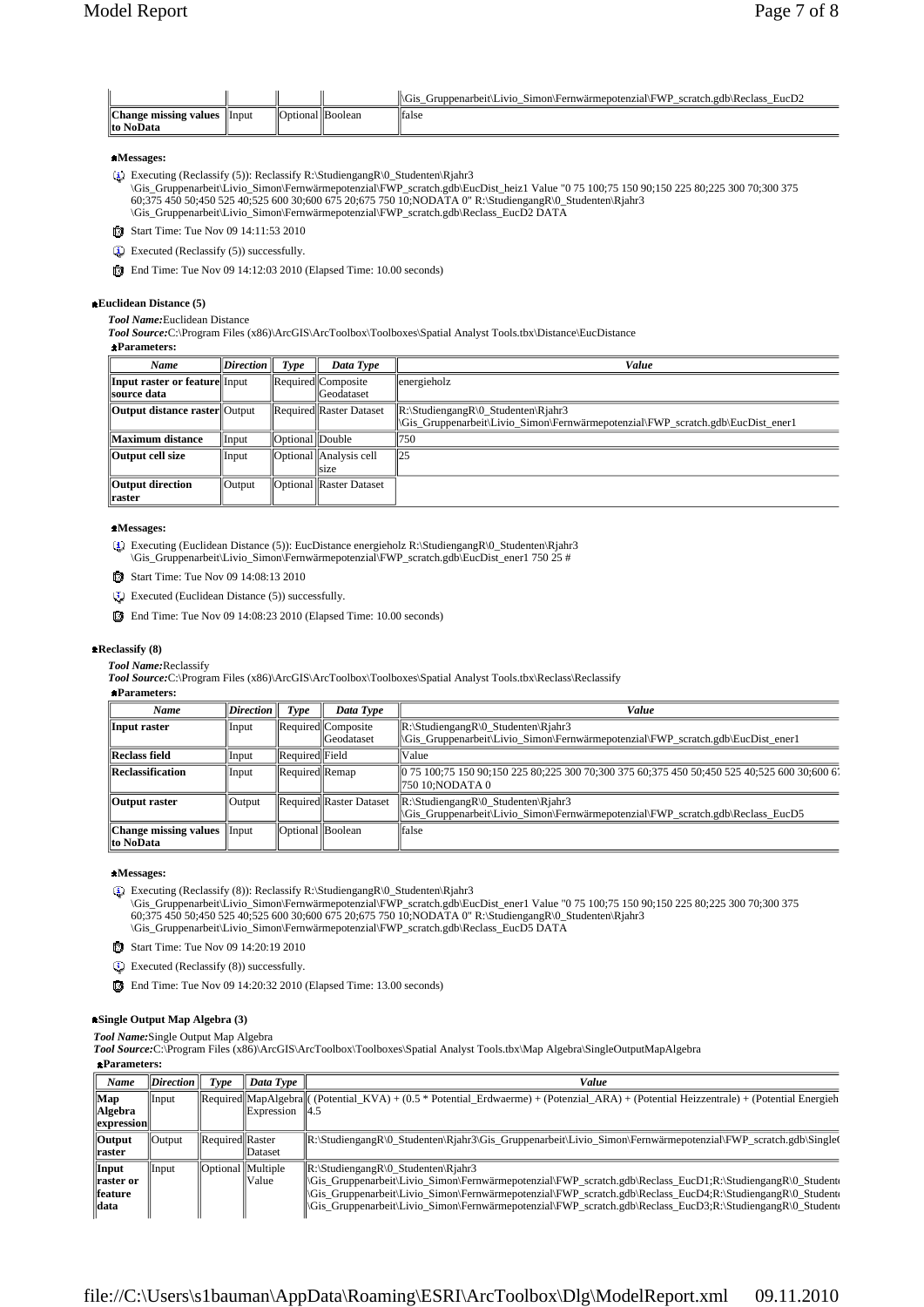| | | | | \Gis_Gruppenarbeit\Livio_Simon\Fernwärmepotenzial\FWP_scratch.gdb\Reclass_EucD2 |
|---|---|---|---|---|
| **Change missing values to NoData** | Input | Optional | Boolean | false |

**Messages:**

- Executing (Reclassify (5)): Reclassify R:\StudiengangR\0_Studenten\Rjahr3 \Gis_Gruppenarbeit\Livio_Simon\Fernwärmepotenzial\FWP_scratch.gdb\EucDist_heiz1 Value "0 75 100;75 150 90;150 225 80;225 300 70;300 375 60;375 450 50;450 525 40;525 600 30;600 675 20;675 750 10;NODATA 0" R:\StudiengangR\0_Studenten\Rjahr3 \Gis_Gruppenarbeit\Livio_Simon\Fernwärmepotenzial\FWP_scratch.gdb\Reclass_EucD2 DATA
- Start Time: Tue Nov 09 14:11:53 2010
- Executed (Reclassify (5)) successfully.
- End Time: Tue Nov 09 14:12:03 2010 (Elapsed Time: 10.00 seconds)

**Euclidean Distance (5)**

***Tool Name:*** Euclidean Distance

***Tool Source:*** C:\Program Files (x86)\ArcGIS\ArcToolbox\Toolboxes\Spatial Analyst Tools.tbx\Distance\EucDistance

**Parameters:**

| *Name* | *Direction* | *Type* | *Data Type* | *Value* |
|---|---|---|---|---|
| **Input raster or feature source data** | Input | Required | Composite Geodataset | energieholz |
| **Output distance raster** | Output | Required | Raster Dataset | R:\StudiengangR\0_Studenten\Rjahr3 \Gis_Gruppenarbeit\Livio_Simon\Fernwärmepotenzial\FWP_scratch.gdb\EucDist_ener1 |
| **Maximum distance** | Input | Optional | Double | 750 |
| **Output cell size** | Input | Optional | Analysis cell size | 25 |
| **Output direction raster** | Output | Optional | Raster Dataset | |

**Messages:**

- Executing (Euclidean Distance (5)): EucDistance energieholz R:\StudiengangR\0_Studenten\Rjahr3 \Gis_Gruppenarbeit\Livio_Simon\Fernwärmepotenzial\FWP_scratch.gdb\EucDist_ener1 750 25 #
- Start Time: Tue Nov 09 14:08:13 2010
- Executed (Euclidean Distance (5)) successfully.
- End Time: Tue Nov 09 14:08:23 2010 (Elapsed Time: 10.00 seconds)

**Reclassify (8)**

***Tool Name:*** Reclassify

***Tool Source:*** C:\Program Files (x86)\ArcGIS\ArcToolbox\Toolboxes\Spatial Analyst Tools.tbx\Reclass\Reclassify

**Parameters:**

| *Name* | *Direction* | *Type* | *Data Type* | *Value* |
|---|---|---|---|---|
| **Input raster** | Input | Required | Composite Geodataset | R:\StudiengangR\0_Studenten\Rjahr3 \Gis_Gruppenarbeit\Livio_Simon\Fernwärmepotenzial\FWP_scratch.gdb\EucDist_ener1 |
| **Reclass field** | Input | Required | Field | Value |
| **Reclassification** | Input | Required | Remap | 0 75 100;75 150 90;150 225 80;225 300 70;300 375 60;375 450 50;450 525 40;525 600 30;600 67 750 10;NODATA 0 |
| **Output raster** | Output | Required | Raster Dataset | R:\StudiengangR\0_Studenten\Rjahr3 \Gis_Gruppenarbeit\Livio_Simon\Fernwärmepotenzial\FWP_scratch.gdb\Reclass_EucD5 |
| **Change missing values to NoData** | Input | Optional | Boolean | false |

**Messages:**

- Executing (Reclassify (8)): Reclassify R:\StudiengangR\0_Studenten\Rjahr3 \Gis_Gruppenarbeit\Livio_Simon\Fernwärmepotenzial\FWP_scratch.gdb\EucDist_ener1 Value "0 75 100;75 150 90;150 225 80;225 300 70;300 375 60;375 450 50;450 525 40;525 600 30;600 675 20;675 750 10;NODATA 0" R:\StudiengangR\0_Studenten\Rjahr3 \Gis_Gruppenarbeit\Livio_Simon\Fernwärmepotenzial\FWP_scratch.gdb\Reclass_EucD5 DATA
- Start Time: Tue Nov 09 14:20:19 2010
- Executed (Reclassify (8)) successfully.
- End Time: Tue Nov 09 14:20:32 2010 (Elapsed Time: 13.00 seconds)

**Single Output Map Algebra (3)**

***Tool Name:*** Single Output Map Algebra

***Tool Source:*** C:\Program Files (x86)\ArcGIS\ArcToolbox\Toolboxes\Spatial Analyst Tools.tbx\Map Algebra\SingleOutputMapAlgebra

**Parameters:**

| *Name* | *Direction* | *Type* | *Data Type* | *Value* |
|---|---|---|---|---|
| **Map Algebra expression** | Input | Required | MapAlgebra Expression | ( (Potential_KVA) + (0.5 * Potential_Erdwaerme) + (Potenzial_ARA) + (Potential Heizzentrale) + (Potential Energieh 4.5 |
| **Output raster** | Output | Required | Raster Dataset | R:\StudiengangR\0_Studenten\Rjahr3\Gis_Gruppenarbeit\Livio_Simon\Fernwärmepotenzial\FWP_scratch.gdb\Single( |
| **Input raster or feature data** | Input | Optional | Multiple Value | R:\StudiengangR\0_Studenten\Rjahr3 \Gis_Gruppenarbeit\Livio_Simon\Fernwärmepotenzial\FWP_scratch.gdb\Reclass_EucD1;R:\StudiengangR\0_Student \Gis_Gruppenarbeit\Livio_Simon\Fernwärmepotenzial\FWP_scratch.gdb\Reclass_EucD4;R:\StudiengangR\0_Student \Gis_Gruppenarbeit\Livio_Simon\Fernwärmepotenzial\FWP_scratch.gdb\Reclass_EucD3;R:\StudiengangR\0_Student |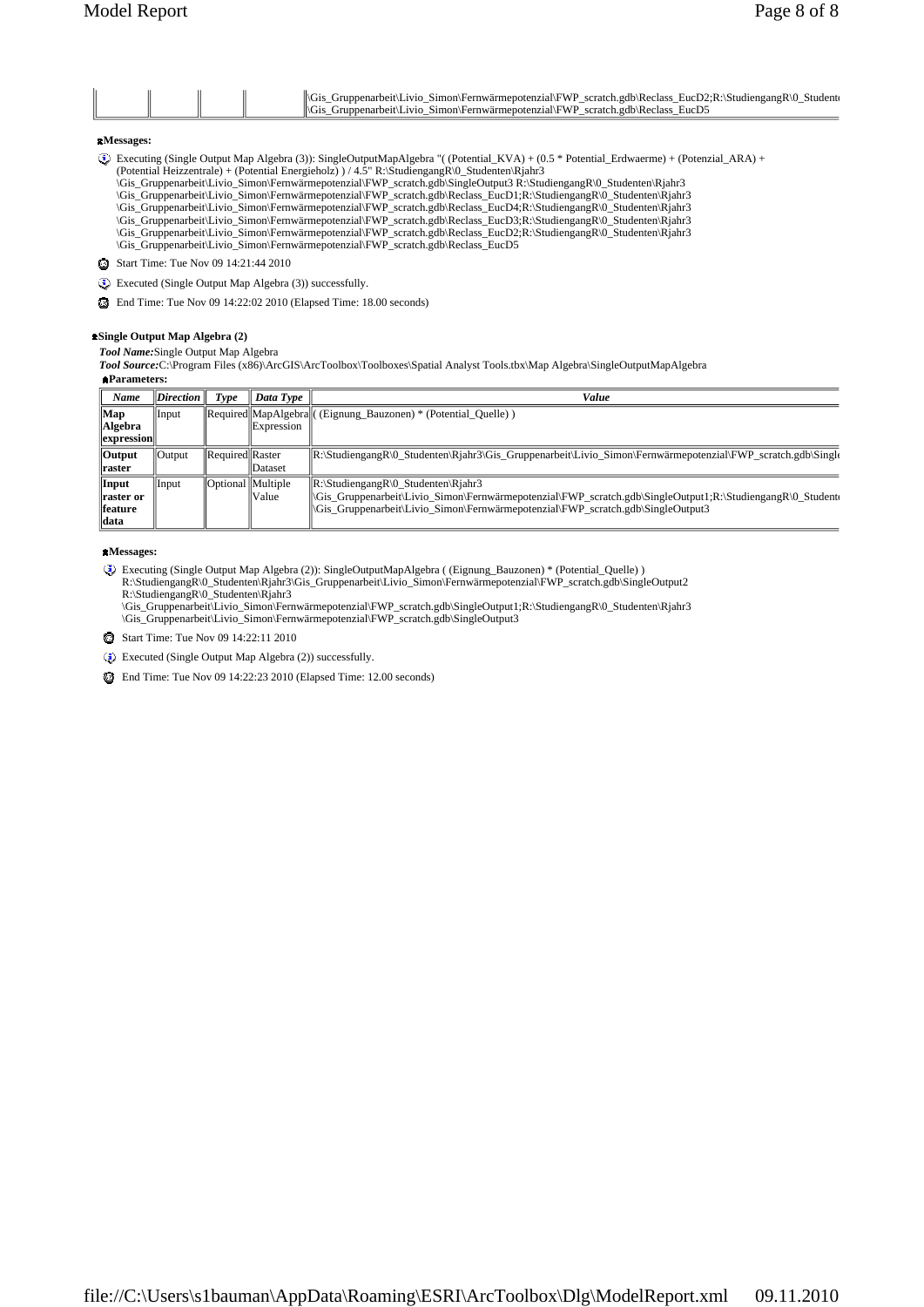| | | | | |
|---|---|---|---|---|
| | | | | \Gis_Gruppenarbeit\Livio_Simon\Fernwärmepotenzial\FWP_scratch.gdb\Reclass_EucD2;R:\StudiengangR\0_Studente<br>\Gis_Gruppenarbeit\Livio_Simon\Fernwärmepotenzial\FWP_scratch.gdb\Reclass_EucD5 |

**Messages:**

- Executing (Single Output Map Algebra (3)): SingleOutputMapAlgebra "( (Potential_KVA) + (0.5 * Potential_Erdwaerme) + (Potenzial_ARA) + (Potential Heizzentrale) + (Potential Energieholz) ) / 4.5" R:\StudiengangR\0_Studenten\Rjahr3 \Gis_Gruppenarbeit\Livio_Simon\Fernwärmepotenzial\FWP_scratch.gdb\SingleOutput3 R:\StudiengangR\0_Studenten\Rjahr3 \Gis_Gruppenarbeit\Livio_Simon\Fernwärmepotenzial\FWP_scratch.gdb\Reclass_EucD1;R:\StudiengangR\0_Studenten\Rjahr3 \Gis_Gruppenarbeit\Livio_Simon\Fernwärmepotenzial\FWP_scratch.gdb\Reclass_EucD4;R:\StudiengangR\0_Studenten\Rjahr3 \Gis_Gruppenarbeit\Livio_Simon\Fernwärmepotenzial\FWP_scratch.gdb\Reclass_EucD3;R:\StudiengangR\0_Studenten\Rjahr3 \Gis_Gruppenarbeit\Livio_Simon\Fernwärmepotenzial\FWP_scratch.gdb\Reclass_EucD2;R:\StudiengangR\0_Studenten\Rjahr3 \Gis_Gruppenarbeit\Livio_Simon\Fernwärmepotenzial\FWP_scratch.gdb\Reclass_EucD5
- Start Time: Tue Nov 09 14:21:44 2010
- Executed (Single Output Map Algebra (3)) successfully.
- End Time: Tue Nov 09 14:22:02 2010 (Elapsed Time: 18.00 seconds)

## Single Output Map Algebra (2)

***Tool Name:*** Single Output Map Algebra

***Tool Source:*** C:\Program Files (x86)\ArcGIS\ArcToolbox\Toolboxes\Spatial Analyst Tools.tbx\Map Algebra\SingleOutputMapAlgebra

**Parameters:**

| *Name* | *Direction* | *Type* | *Data Type* | *Value* |
|---|---|---|---|---|
| **Map Algebra expression** | Input | Required | MapAlgebra Expression | ( (Eignung_Bauzonen) * (Potential_Quelle) ) |
| **Output raster** | Output | Required | Raster Dataset | R:\StudiengangR\0_Studenten\Rjahr3\Gis_Gruppenarbeit\Livio_Simon\Fernwärmepotenzial\FWP_scratch.gdb\Single |
| **Input raster or feature data** | Input | Optional | Multiple Value | R:\StudiengangR\0_Studenten\Rjahr3<br>\Gis_Gruppenarbeit\Livio_Simon\Fernwärmepotenzial\FWP_scratch.gdb\SingleOutput1;R:\StudiengangR\0_Student<br>\Gis_Gruppenarbeit\Livio_Simon\Fernwärmepotenzial\FWP_scratch.gdb\SingleOutput3 |

**Messages:**

- Executing (Single Output Map Algebra (2)): SingleOutputMapAlgebra ( (Eignung_Bauzonen) * (Potential_Quelle) ) R:\StudiengangR\0_Studenten\Rjahr3\Gis_Gruppenarbeit\Livio_Simon\Fernwärmepotenzial\FWP_scratch.gdb\SingleOutput2 R:\StudiengangR\0_Studenten\Rjahr3 \Gis_Gruppenarbeit\Livio_Simon\Fernwärmepotenzial\FWP_scratch.gdb\SingleOutput1;R:\StudiengangR\0_Studenten\Rjahr3 \Gis_Gruppenarbeit\Livio_Simon\Fernwärmepotenzial\FWP_scratch.gdb\SingleOutput3
- Start Time: Tue Nov 09 14:22:11 2010
- Executed (Single Output Map Algebra (2)) successfully.
- End Time: Tue Nov 09 14:22:23 2010 (Elapsed Time: 12.00 seconds)